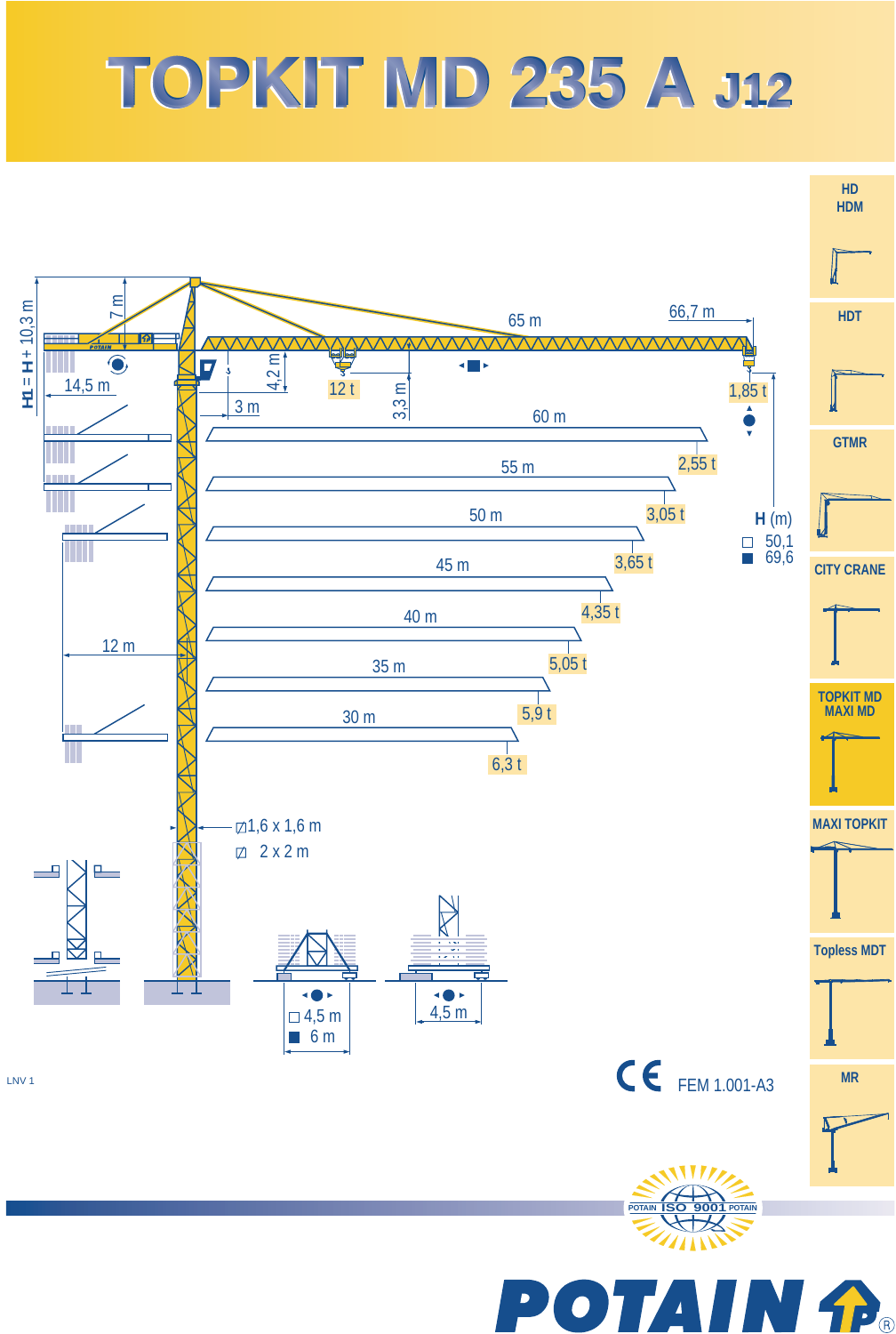# TOPKIT MD 235 A J12

- HD HDM
- HDT
- GTMR
- CITY CRANE
- TOPKIT MD MAXI MD
- MAXI TOPKIT
- Topless MDT
- MR

H1 = H + 10,3 m

7 m

14,5 m

65 m

66,7 m

4,2 m

3 m

3,3 m

12 t

1,85 t

| Jib length | Tip load |
|---|---|
| 66,7 m | 1,85 t |
| 60 m | 2,55 t |
| 55 m | 3,05 t |
| 50 m | 3,65 t |
| 45 m | 4,35 t |
| 40 m | 5,05 t |
| 35 m | 5,9 t |
| 30 m | 6,3 t |

**H** (m)

- □ 50,1
- ■ 69,6

12 m

1,6 x 1,6 m

2 x 2 m

- □ 4,5 m
- ■ 6 m

4,5 m

LNV 1

CE FEM 1.001-A3

POTAIN ISO 9001 POTAIN

POTAIN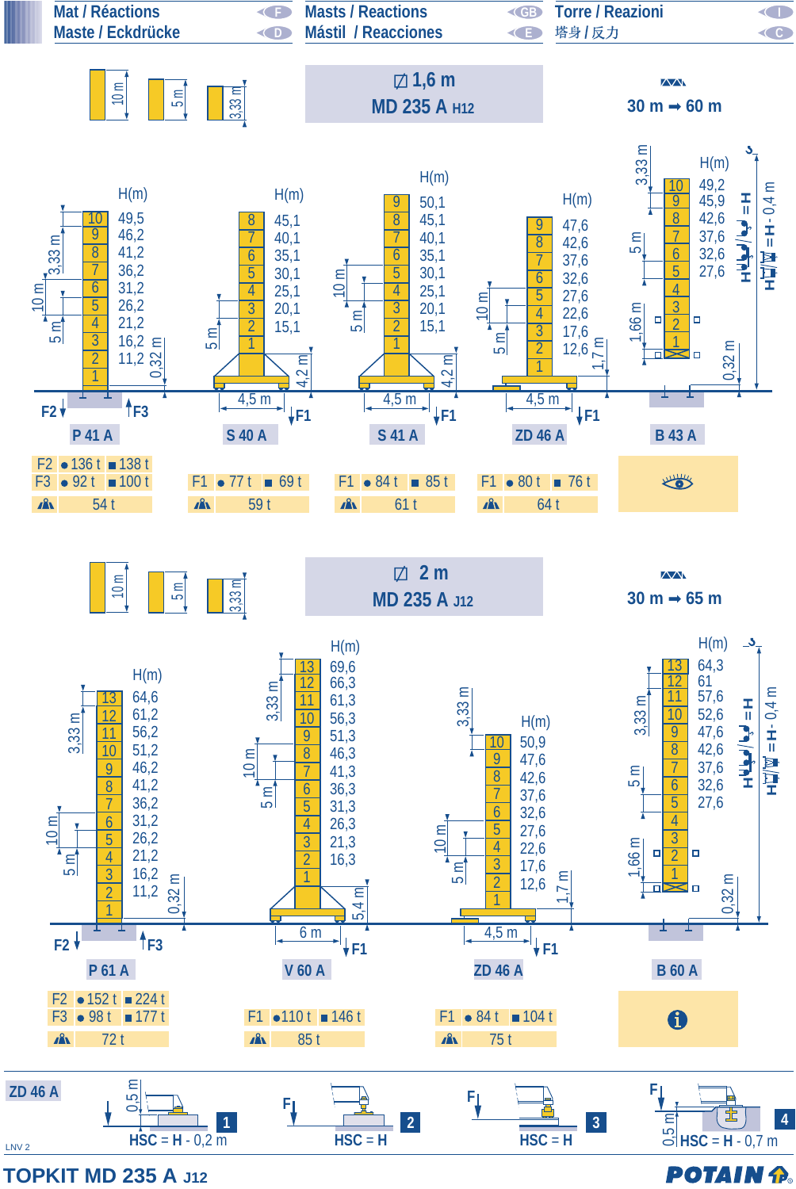Mat / Réactions (F) — Masts / Reactions (GB) — Torre / Reazioni (I)
Maste / Eckdrücke (D) — Mástil / Reacciones (E) — 塔身 / 反力 (C)

## ⊠ 1,6 m — MD 235 A H12

30 m ➡ 60 m

Mast sections: 10 m, 5 m, 3,33 m

| Section | H(m) |
|---|---|
| **P 41 A** | 10: 49,5; 9: 46,2; 8: 41,2; 7: 36,2; 6: 31,2; 5: 26,2; 4: 21,2; 3: 16,2; 2: 11,2 |
| **S 40 A** | 8: 45,1; 7: 40,1; 6: 35,1; 5: 30,1; 4: 25,1; 3: 20,1; 2: 15,1 |
| **S 41 A** | 9: 50,1; 8: 45,1; 7: 40,1; 6: 35,1; 5: 30,1; 4: 25,1; 3: 20,1; 2: 15,1 |
| **ZD 46 A** | 9: 47,6; 8: 42,6; 7: 37,6; 6: 32,6; 5: 27,6; 4: 22,6; 3: 17,6; 2: 12,6 |
| **B 43 A** | 10: 49,2; 9: 45,9; 8: 42,6; 7: 37,6; 6: 32,6; 5: 27,6 |

Dimensions: P 41 A: 3,33 m, 10 m, 5 m, 0,32 m — S 40 A: 5 m, 4,5 m, 4,2 m — S 41 A: 10 m, 5 m, 4,5 m, 4,2 m — ZD 46 A: 10 m, 5 m, 4,5 m, 1,7 m — B 43 A: 3,33 m, 5 m, 1,66 m, 0,32 m; H = H - 0,4 m

| | P 41 A | S 40 A | S 41 A | ZD 46 A | B 43 A |
|---|---|---|---|---|---|
| F2 | ● 136 t ■ 138 t | | | | 👁 |
| F3 / F1 | F3: ● 92 t ■ 100 t | F1: ● 77 t ■ 69 t | F1: ● 84 t ■ 85 t | F1: ● 80 t ■ 76 t | |
| ⛰ | 54 t | 59 t | 61 t | 64 t | |

## ⊠ 2 m — MD 235 A J12

30 m ➡ 65 m

Mast sections: 10 m, 5 m, 3,33 m

| Section | H(m) |
|---|---|
| **P 61 A** | 13: 64,6; 12: 61,2; 11: 56,2; 10: 51,2; 9: 46,2; 8: 41,2; 7: 36,2; 6: 31,2; 5: 26,2; 4: 21,2; 3: 16,2; 2: 11,2 |
| **V 60 A** | 13: 69,6; 12: 66,3; 11: 61,3; 10: 56,3; 9: 51,3; 8: 46,3; 7: 41,3; 6: 36,3; 5: 31,3; 4: 26,3; 3: 21,3; 2: 16,3 |
| **ZD 46 A** | 10: 50,9; 9: 47,6; 8: 42,6; 7: 37,6; 6: 32,6; 5: 27,6; 4: 22,6; 3: 17,6; 2: 12,6 |
| **B 60 A** | 13: 64,3; 12: 61; 11: 57,6; 10: 52,6; 9: 47,6; 8: 42,6; 7: 37,6; 6: 32,6; 5: 27,6 |

Dimensions: P 61 A: 3,33 m, 10 m, 5 m, 0,32 m — V 60 A: 3,33 m, 10 m, 5 m, 6 m, 5,4 m — ZD 46 A: 3,33 m, 10 m, 5 m, 4,5 m, 1,7 m — B 60 A: 3,33 m, 5 m, 1,66 m, 0,32 m; H = H - 0,4 m

| | P 61 A | V 60 A | ZD 46 A | B 60 A |
|---|---|---|---|---|
| F2 | ● 152 t ■ 224 t | | | ℹ |
| F3 / F1 | F3: ● 98 t ■ 177 t | F1: ● 110 t ■ 146 t | F1: ● 84 t ■ 104 t | |
| ⛰ | 72 t | 85 t | 75 t | |

**ZD 46 A**

1. HSC = H - 0,2 m (0,5 m)
2. HSC = H
3. HSC = H
4. HSC = H - 0,7 m (0,5 m)

LNV 2

**TOPKIT MD 235 A J12** — POTAIN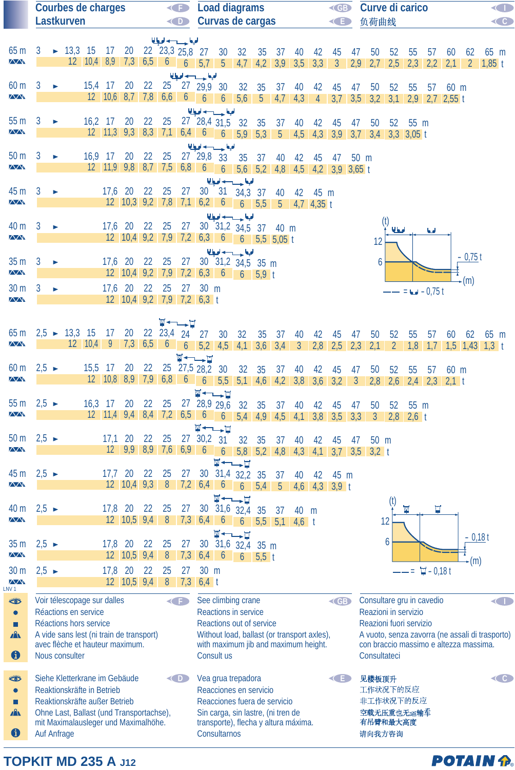# Courbes de charges (F) / Lastkurven (D) / Load diagrams (GB) / Curvas de cargas (E) / Curve di carico (I) / 负荷曲线 (C)

**65 m** — 3 ► (m / t)

| m | 3 | 13,3 | 15 | 17 | 20 | 22 | 23,3 | 25,8 | 27 | 30 | 32 | 35 | 37 | 40 | 42 | 45 | 47 | 50 | 52 | 55 | 57 | 60 | 62 | 65 |
|---|---|---|---|---|---|---|---|---|---|---|---|---|---|---|---|---|---|---|---|---|---|---|---|---|
| t | | 12 | 10,4 | 8,9 | 7,3 | 6,5 | 6 | 6 | 5,7 | 5 | 4,7 | 4,2 | 3,9 | 3,5 | 3,3 | 3 | 2,9 | 2,7 | 2,5 | 2,3 | 2,2 | 2,1 | 2 | 1,85 |

**60 m** — 3 ►

| m | 3 | 15,4 | 17 | 20 | 22 | 25 | 27 | 29,9 | 30 | 32 | 35 | 37 | 40 | 42 | 45 | 47 | 50 | 52 | 55 | 57 | 60 |
|---|---|---|---|---|---|---|---|---|---|---|---|---|---|---|---|---|---|---|---|---|---|
| t | | 12 | 10,6 | 8,7 | 7,8 | 6,6 | 6 | 6 | 6 | 5,6 | 5 | 4,7 | 4,3 | 4 | 3,7 | 3,5 | 3,2 | 3,1 | 2,9 | 2,7 | 2,55 |

**55 m** — 3 ►

| m | 3 | 16,2 | 17 | 20 | 22 | 25 | 27 | 28,4 | 31,5 | 32 | 35 | 37 | 40 | 42 | 45 | 47 | 50 | 52 | 55 |
|---|---|---|---|---|---|---|---|---|---|---|---|---|---|---|---|---|---|---|---|
| t | | 12 | 11,3 | 9,3 | 8,3 | 7,1 | 6,4 | 6 | 6 | 5,9 | 5,3 | 5 | 4,5 | 4,3 | 3,9 | 3,7 | 3,4 | 3,3 | 3,05 |

**50 m** — 3 ►

| m | 3 | 16,9 | 17 | 20 | 22 | 25 | 27 | 29,8 | 33 | 35 | 37 | 40 | 42 | 45 | 47 | 50 |
|---|---|---|---|---|---|---|---|---|---|---|---|---|---|---|---|---|
| t | | 12 | 11,9 | 9,8 | 8,7 | 7,5 | 6,8 | 6 | 6 | 5,6 | 5,2 | 4,8 | 4,5 | 4,2 | 3,9 | 3,65 |

**45 m** — 3 ►

| m | 3 | 17,6 | 20 | 22 | 25 | 27 | 30 | 31 | 34,3 | 37 | 40 | 42 | 45 |
|---|---|---|---|---|---|---|---|---|---|---|---|---|---|
| t | | 12 | 10,3 | 9,2 | 7,8 | 7,1 | 6,2 | 6 | 6 | 5,5 | 5 | 4,7 | 4,35 |

**40 m** — 3 ►

| m | 3 | 17,6 | 20 | 22 | 25 | 27 | 30 | 31,2 | 34,5 | 37 | 40 |
|---|---|---|---|---|---|---|---|---|---|---|---|
| t | | 12 | 10,4 | 9,2 | 7,9 | 7,2 | 6,3 | 6 | 6 | 5,5 | 5,05 |

**35 m** — 3 ►

| m | 3 | 17,6 | 20 | 22 | 25 | 27 | 30 | 31,2 | 34,5 | 35 |
|---|---|---|---|---|---|---|---|---|---|---|
| t | | 12 | 10,4 | 9,2 | 7,9 | 7,2 | 6,3 | 6 | 6 | 5,9 |

**30 m** — 3 ►

| m | 3 | 17,6 | 20 | 22 | 25 | 27 | 30 |
|---|---|---|---|---|---|---|---|
| t | | 12 | 10,4 | 9,2 | 7,9 | 7,2 | 6,3 |

(t) 12 / 6 — (m) — – 0,75 t
—— = – 0,75 t

**65 m** — 2,5 ►

| m | 2,5 | 13,3 | 15 | 17 | 20 | 22 | 23,4 | 24 | 27 | 30 | 32 | 35 | 37 | 40 | 42 | 45 | 47 | 50 | 52 | 55 | 57 | 60 | 62 | 65 |
|---|---|---|---|---|---|---|---|---|---|---|---|---|---|---|---|---|---|---|---|---|---|---|---|---|
| t | | 12 | 10,4 | 9 | 7,3 | 6,5 | 6 | 6 | 5,2 | 4,5 | 4,1 | 3,6 | 3,4 | 3 | 2,8 | 2,5 | 2,3 | 2,1 | 2 | 1,8 | 1,7 | 1,5 | 1,43 | 1,3 |

**60 m** — 2,5 ►

| m | 2,5 | 15,5 | 17 | 20 | 22 | 25 | 27,5 | 28,2 | 30 | 32 | 35 | 37 | 40 | 42 | 45 | 47 | 50 | 52 | 55 | 57 | 60 |
|---|---|---|---|---|---|---|---|---|---|---|---|---|---|---|---|---|---|---|---|---|---|
| t | | 12 | 10,8 | 8,9 | 7,9 | 6,8 | 6 | 6 | 5,5 | 5,1 | 4,6 | 4,2 | 3,8 | 3,6 | 3,2 | 3 | 2,8 | 2,6 | 2,4 | 2,3 | 2,1 |

**55 m** — 2,5 ►

| m | 2,5 | 16,3 | 17 | 20 | 22 | 25 | 27 | 28,9 | 29,6 | 32 | 35 | 37 | 40 | 42 | 45 | 47 | 50 | 52 | 55 |
|---|---|---|---|---|---|---|---|---|---|---|---|---|---|---|---|---|---|---|---|
| t | | 12 | 11,4 | 9,4 | 8,4 | 7,2 | 6,5 | 6 | 6 | 5,4 | 4,9 | 4,5 | 4,1 | 3,8 | 3,5 | 3,3 | 3 | 2,8 | 2,6 |

**50 m** — 2,5 ►

| m | 2,5 | 17,1 | 20 | 22 | 25 | 27 | 30,2 | 31 | 32 | 35 | 37 | 40 | 42 | 45 | 47 | 50 |
|---|---|---|---|---|---|---|---|---|---|---|---|---|---|---|---|---|
| t | | 12 | 9,9 | 8,9 | 7,6 | 6,9 | 6 | 6 | 5,8 | 5,2 | 4,8 | 4,3 | 4,1 | 3,7 | 3,5 | 3,2 |

**45 m** — 2,5 ►

| m | 2,5 | 17,7 | 20 | 22 | 25 | 27 | 30 | 31,4 | 32,2 | 35 | 37 | 40 | 42 | 45 |
|---|---|---|---|---|---|---|---|---|---|---|---|---|---|---|
| t | | 12 | 10,4 | 9,3 | 8 | 7,2 | 6,4 | 6 | 6 | 5,4 | 5 | 4,6 | 4,3 | 3,9 |

**40 m** — 2,5 ►

| m | 2,5 | 17,8 | 20 | 22 | 25 | 27 | 30 | 31,6 | 32,4 | 35 | 37 | 40 |
|---|---|---|---|---|---|---|---|---|---|---|---|---|
| t | | 12 | 10,5 | 9,4 | 8 | 7,3 | 6,4 | 6 | 6 | 5,5 | 5,1 | 4,6 |

**35 m** — 2,5 ►

| m | 2,5 | 17,8 | 20 | 22 | 25 | 27 | 30 | 31,6 | 32,4 | 35 |
|---|---|---|---|---|---|---|---|---|---|---|
| t | | 12 | 10,5 | 9,4 | 8 | 7,3 | 6,4 | 6 | 6 | 5,5 |

**30 m** — 2,5 ►

| m | 2,5 | 17,8 | 20 | 22 | 25 | 27 | 30 |
|---|---|---|---|---|---|---|---|
| t | | 12 | 10,5 | 9,4 | 8 | 7,3 | 6,4 |

(t) 12 / 6 — (m) — – 0,18 t
—— = – 0,18 t

LNV 1

| | F | GB | I |
|---|---|---|---|
| 👁 | Voir télescopage sur dalles | See climbing crane | Consultare gru in cavedio |
| ● | Réactions en service | Reactions in service | Reazioni in servizio |
| ■ | Réactions hors service | Reactions out of service | Reazioni fuori servizio |
| ▲ | A vide sans lest (ni train de transport) avec flèche et hauteur maximum. | Without load, ballast (or transport axles), with maximum jib and maximum height. | A vuoto, senza zavorra (ne assali di trasporto) con braccio massimo e altezza massima. |
| ℹ | Nous consulter | Consult us | Consultateci |

| | D | E | C |
|---|---|---|---|
| 👁 | Siehe Kletterkran im Gebäude | Vea grua trepadora | 见楼板顶升 |
| ● | Reaktionskräfte in Betrieb | Reacciones en servicio | 工作状况下的反应 |
| ■ | Reaktionskräfte außer Betrieb | Reacciones fuera de servicio | 非工作状况下的反应 |
| ▲ | Ohne Last, Ballast (und Transportachse), mit Maximalausleger und Maximalhöhe. | Sin carga, sin lastre, (ni tren de transporte), flecha y altura máxima. | 空载无压重也无运输车 有吊臂和最大高度 |
| ℹ | Auf Anfrage | Consultarnos | 请向我方咨询 |

**TOPKIT MD 235 A** J12 — POTAIN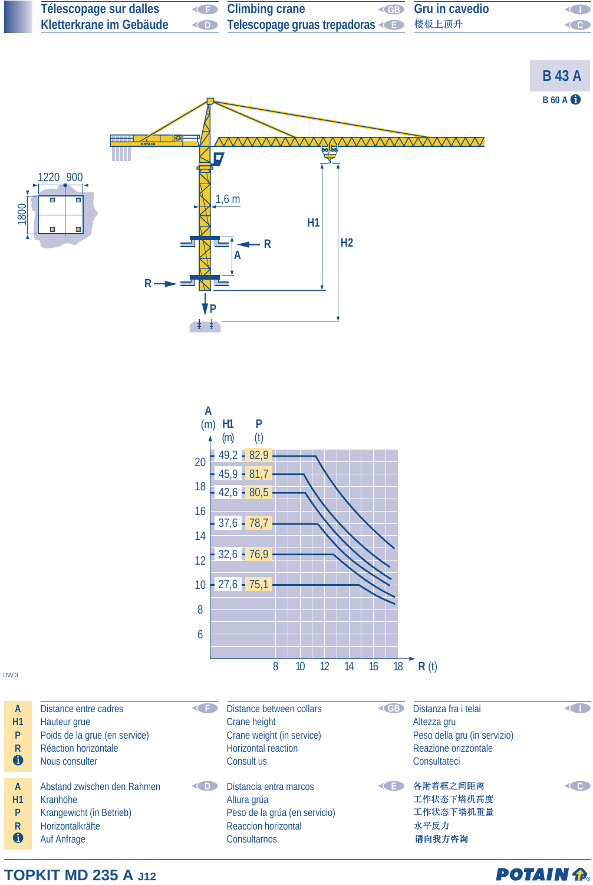| | | |
|---|---|---|
| Télescopage sur dalles (F) | Climbing crane (GB) | Gru in cavedio (I) |
| Kletterkrane im Gebäude (D) | Telescopage gruas trepadoras (E) | 楼板上顶升 (C) |

## B 43 A

B 60 A ℹ

1220 900

1800

1,6 m

H1

H2

R

A

R

P

| A (m) | H1 (m) | P (t) |
|---|---|---|
| | 49,2 | 82,9 |
| | 45,9 | 81,7 |
| | 42,6 | 80,5 |
| | 37,6 | 78,7 |
| | 32,6 | 76,9 |
| | 27,6 | 75,1 |

A (m): 6, 8, 10, 12, 14, 16, 18, 20

R (t): 8, 10, 12, 14, 16, 18

LNV 3

| | F | GB | I |
|---|---|---|---|
| A | Distance entre cadres | Distance between collars | Distanza fra i telai |
| H1 | Hauteur grue | Crane height | Altezza gru |
| P | Poids de la grue (en service) | Crane weight (in service) | Peso della gru (in servizio) |
| R | Réaction horizontale | Horizontal reaction | Reazione orizzontale |
| ℹ | Nous consulter | Consult us | Consultateci |

| | D | E | C |
|---|---|---|---|
| A | Abstand zwischen den Rahmen | Distancia entra marcos | 各附着框之间距离 |
| H1 | Kranhöhe | Altura grúa | 工作状态下塔机高度 |
| P | Krangewicht (in Betrieb) | Peso de la grúa (en servicio) | 工作状态下塔机重量 |
| R | Horizontalkräfte | Reaccion horizontal | 水平反力 |
| ℹ | Auf Anfrage | Consultarnos | 请向我方咨询 |

**TOPKIT MD 235 A** J12

POTAIN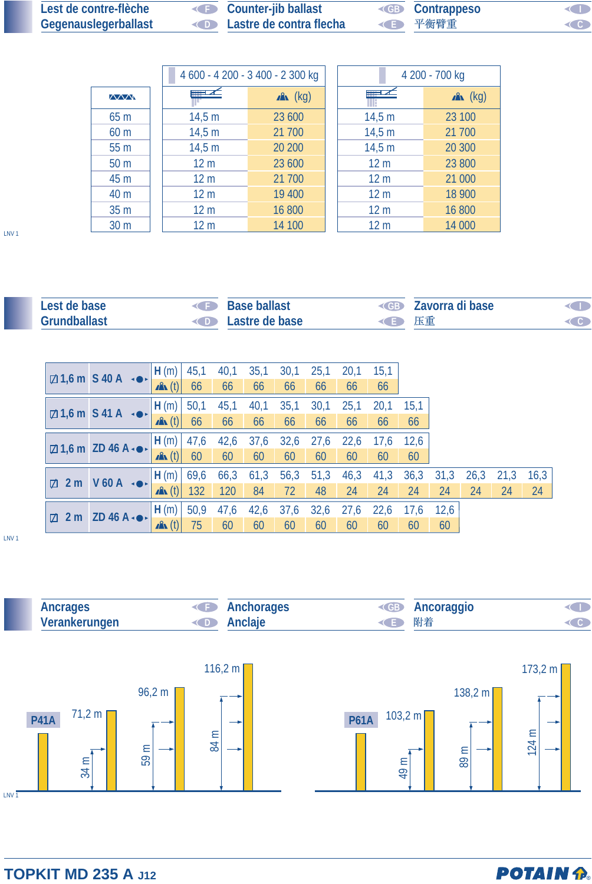## Lest de contre-flèche / Gegenauslegerballast / Counter-jib ballast / Lastre de contra flecha / Contrappeso / 平衡臂重

| Jib | 4 600 - 4 200 - 3 400 - 2 300 kg | | 4 200 - 700 kg | |
|---|---|---|---|---|
| | Counter-jib | (kg) | Counter-jib | (kg) |
| 65 m | 14,5 m | 23 600 | 14,5 m | 23 100 |
| 60 m | 14,5 m | 21 700 | 14,5 m | 21 700 |
| 55 m | 14,5 m | 20 200 | 14,5 m | 20 300 |
| 50 m | 12 m | 23 600 | 12 m | 23 800 |
| 45 m | 12 m | 21 700 | 12 m | 21 000 |
| 40 m | 12 m | 19 400 | 12 m | 18 900 |
| 35 m | 12 m | 16 800 | 12 m | 16 800 |
| 30 m | 12 m | 14 100 | 12 m | 14 000 |

LNV 1

## Lest de base / Grundballast / Base ballast / Lastre de base / Zavorra di base / 压重

| Base | Mast | | | | | | | | | | | | | |
|---|---|---|---|---|---|---|---|---|---|---|---|---|---|---|
| 1,6 m | S 40 A | H (m) | 45,1 | 40,1 | 35,1 | 30,1 | 25,1 | 20,1 | 15,1 | | | | | |
| | | (t) | 66 | 66 | 66 | 66 | 66 | 66 | 66 | | | | | |
| 1,6 m | S 41 A | H (m) | 50,1 | 45,1 | 40,1 | 35,1 | 30,1 | 25,1 | 20,1 | 15,1 | | | | |
| | | (t) | 66 | 66 | 66 | 66 | 66 | 66 | 66 | 66 | | | | |
| 1,6 m | ZD 46 A | H (m) | 47,6 | 42,6 | 37,6 | 32,6 | 27,6 | 22,6 | 17,6 | 12,6 | | | | |
| | | (t) | 60 | 60 | 60 | 60 | 60 | 60 | 60 | 60 | | | | |
| 2 m | V 60 A | H (m) | 69,6 | 66,3 | 61,3 | 56,3 | 51,3 | 46,3 | 41,3 | 36,3 | 31,3 | 26,3 | 21,3 | 16,3 |
| | | (t) | 132 | 120 | 84 | 72 | 48 | 24 | 24 | 24 | 24 | 24 | 24 | 24 |
| 2 m | ZD 46 A | H (m) | 50,9 | 47,6 | 42,6 | 37,6 | 32,6 | 27,6 | 22,6 | 17,6 | 12,6 | | | |
| | | (t) | 75 | 60 | 60 | 60 | 60 | 60 | 60 | 60 | 60 | | | |

LNV 1

## Ancrages / Verankerungen / Anchorages / Anclaje / Ancoraggio / 附着

**P41A**: 71,2 m (34 m) – 96,2 m (59 m) – 116,2 m (84 m)

**P61A**: 103,2 m (49 m) – 138,2 m (89 m) – 173,2 m (124 m)

LNV 1

TOPKIT MD 235 A J12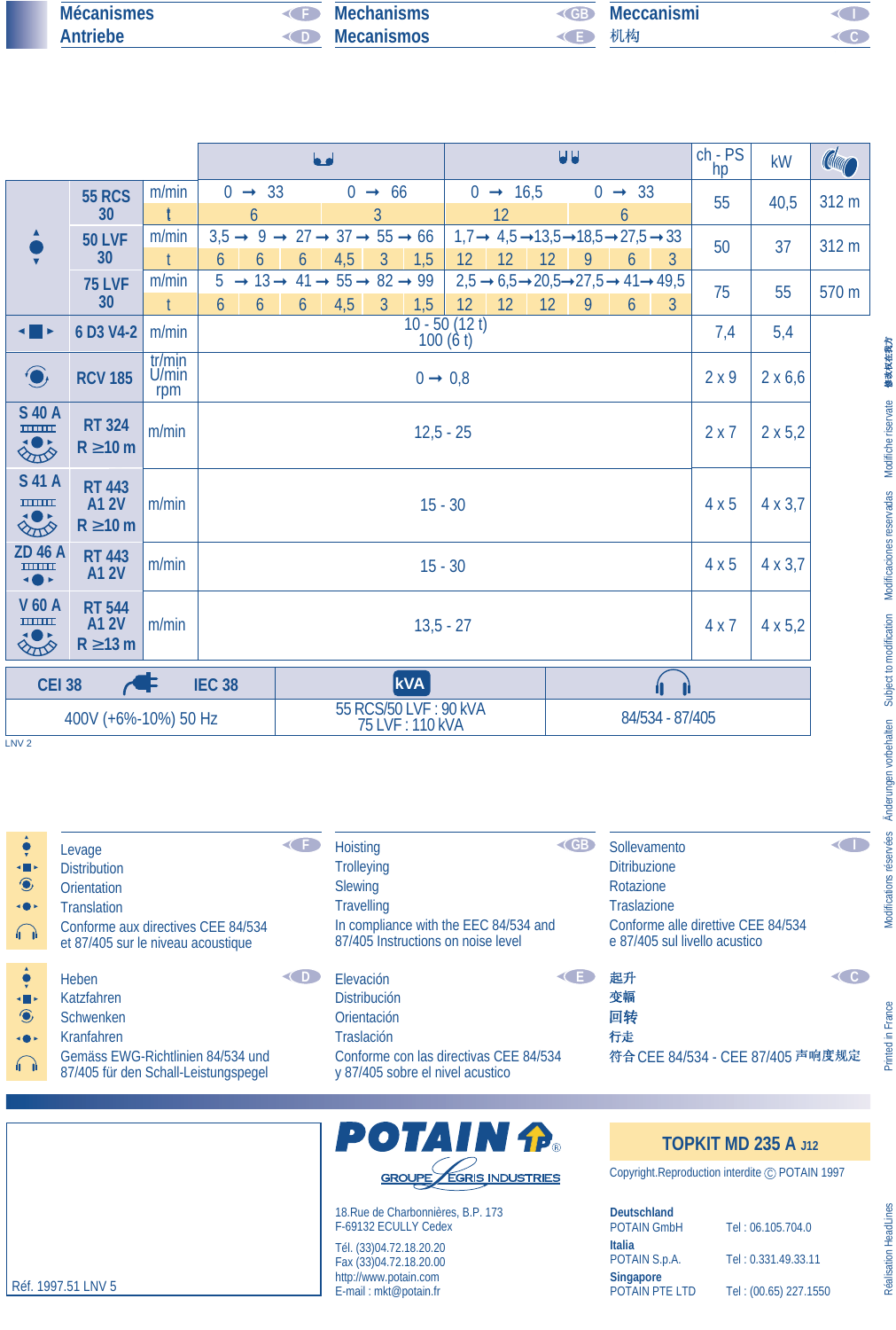# Mécanismes / Antriebe / Mechanisms / Mecanismos / Meccanismi / 机构

| | | | (2 falls) | | (4 falls) | | ch - PS hp | kW | |
|---|---|---|---|---|---|---|---|---|---|
| Levage | 55 RCS 30 | m/min | 0 → 33 | 0 → 66 | 0 → 16,5 | 0 → 33 | 55 | 40,5 | 312 m |
| | | t | 6 | 3 | 12 | 6 | | | |
| | 50 LVF 30 | m/min | 3,5 → 9 → 27 → 37 → 55 → 66 | | 1,7 → 4,5 → 13,5 → 18,5 → 27,5 → 33 | | 50 | 37 | 312 m |
| | | t | 6 / 6 / 6 / 4,5 / 3 / 1,5 | | 12 / 12 / 12 / 9 / 6 / 3 | | | | |
| | 75 LVF 30 | m/min | 5 → 13 → 41 → 55 → 82 → 99 | | 2,5 → 6,5 → 20,5 → 27,5 → 41 → 49,5 | | 75 | 55 | 570 m |
| | | t | 6 / 6 / 6 / 4,5 / 3 / 1,5 | | 12 / 12 / 12 / 9 / 6 / 3 | | | | |
| Distribution | 6 D3 V4-2 | m/min | 10 - 50 (12 t) 100 (6 t) | | | | 7,4 | 5,4 | |
| Orientation | RCV 185 | tr/min U/min rpm | 0 → 0,8 | | | | 2 x 9 | 2 x 6,6 | |
| S 40 A | RT 324 R ≥10 m | m/min | 12,5 - 25 | | | | 2 x 7 | 2 x 5,2 | |
| S 41 A | RT 443 A1 2V R ≥10 m | m/min | 15 - 30 | | | | 4 x 5 | 4 x 3,7 | |
| ZD 46 A | RT 443 A1 2V | m/min | 15 - 30 | | | | 4 x 5 | 4 x 3,7 | |
| V 60 A | RT 544 A1 2V R ≥13 m | m/min | 13,5 - 27 | | | | 4 x 7 | 4 x 5,2 | |

| CEI 38 — IEC 38 | kVA | (acoustique) |
|---|---|---|
| 400V (+6%-10%) 50 Hz | 55 RCS/50 LVF : 90 kVA<br>75 LVF : 110 kVA | 84/534 - 87/405 |

LNV 2

**F**
Levage
Distribution
Orientation
Translation
Conforme aux directives CEE 84/534 et 87/405 sur le niveau acoustique

**GB**
Hoisting
Trolleying
Slewing
Travelling
In compliance with the EEC 84/534 and 87/405 Instructions on noise level

**I**
Sollevamento
Ditribuzione
Rotazione
Traslazione
Conforme alle direttive CEE 84/534 e 87/405 sul livello acustico

**D**
Heben
Katzfahren
Schwenken
Kranfahren
Gemäss EWG-Richtlinien 84/534 und 87/405 für den Schall-Leistungspegel

**E**
Elevación
Distribución
Orientación
Traslación
Conforme con las directivas CEE 84/534 y 87/405 sobre el nivel acustico

**C**
起升
变幅
回转
行走
符合CEE 84/534 - CEE 87/405 声响度规定

Réf. 1997.51 LNV 5

POTAIN
GROUPE LEGRIS INDUSTRIES

18.Rue de Charbonnières, B.P. 173
F-69132 ECULLY Cedex
Tél. (33)04.72.18.20.20
Fax (33)04.72.18.20.00
http://www.potain.com
E-mail : mkt@potain.fr

**TOPKIT MD 235 A J12**

Copyright.Reproduction interdite © POTAIN 1997

**Deutschland**
POTAIN GmbH Tel : 06.105.704.0
**Italia**
POTAIN S.p.A. Tel : 0.331.49.33.11
**Singapore**
POTAIN PTE LTD Tel : (00.65) 227.1550

Printed in France — Modifications réservées — Änderungen vorbehalten — Subject to modification — Modificaciones reservadas — Modifiche riservate — 修改权在我方

Réalisation HeadLines